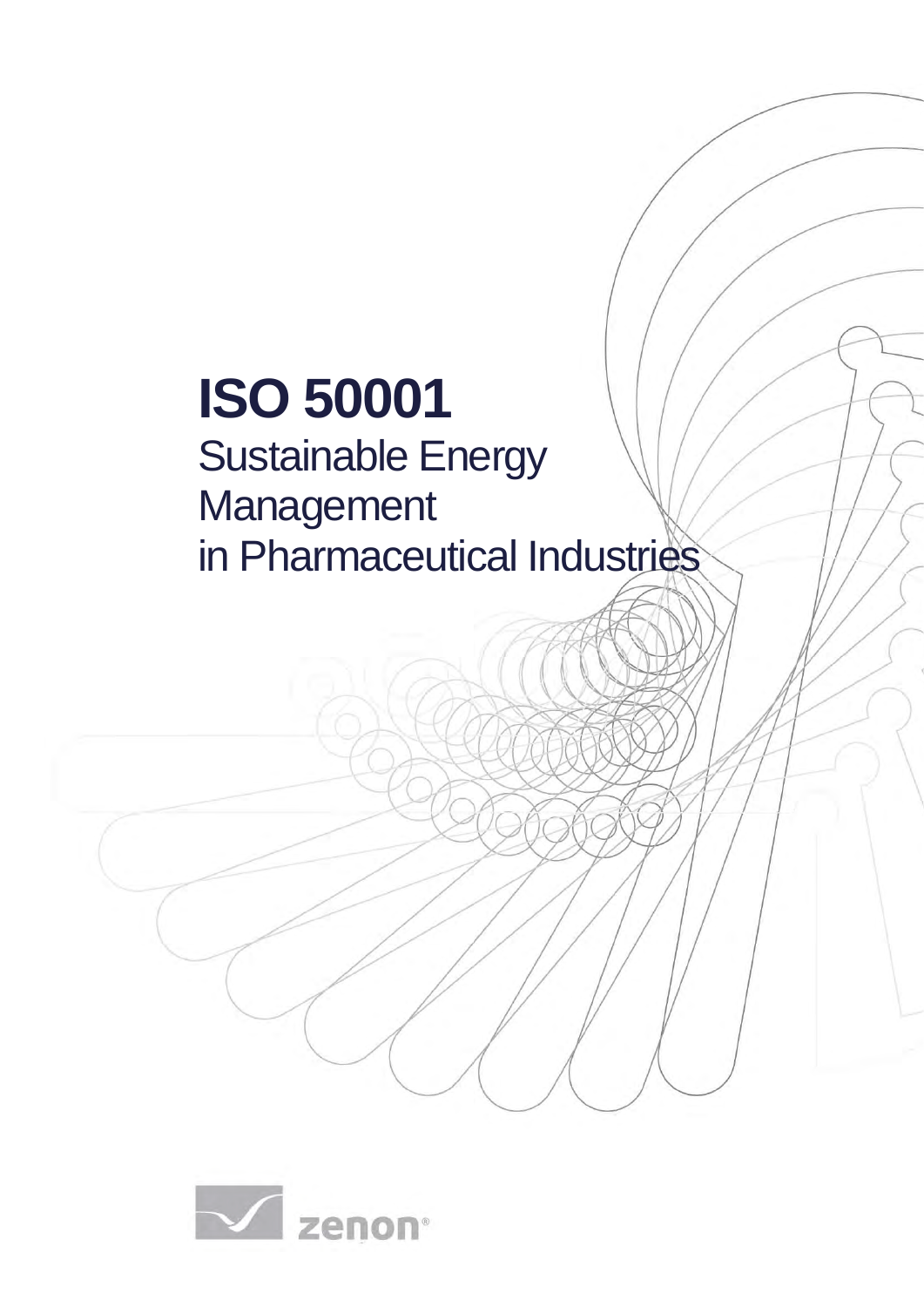# ISO 50001

Sustainable Energy Management in Pharmaceutical Industries

zenon®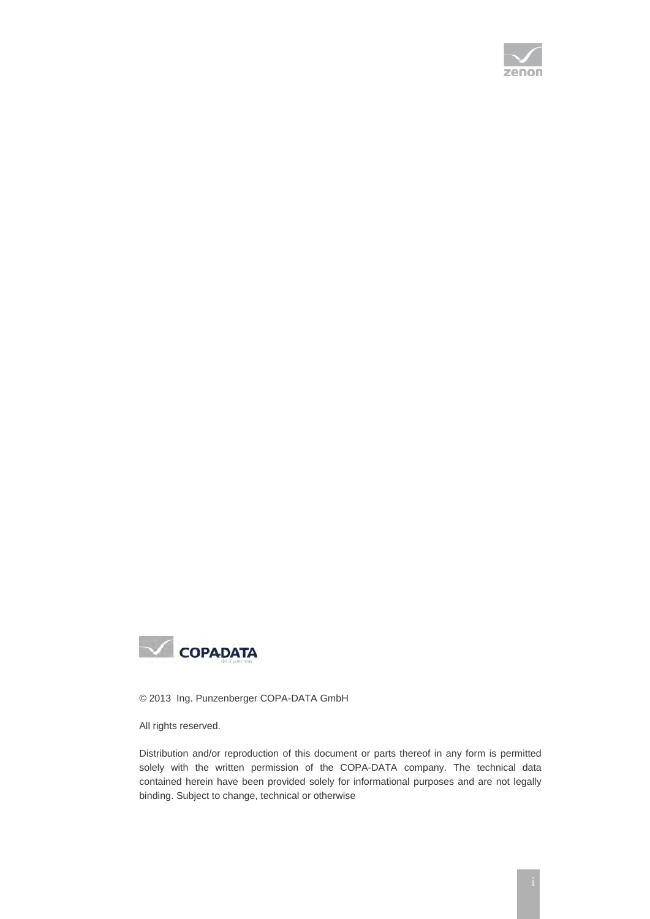© 2013 Ing. Punzenberger COPA-DATA GmbH

All rights reserved.

Distribution and/or reproduction of this document or parts thereof in any form is permitted solely with the written permission of the COPA-DATA company. The technical data contained herein have been provided solely for informational purposes and are not legally binding. Subject to change, technical or otherwise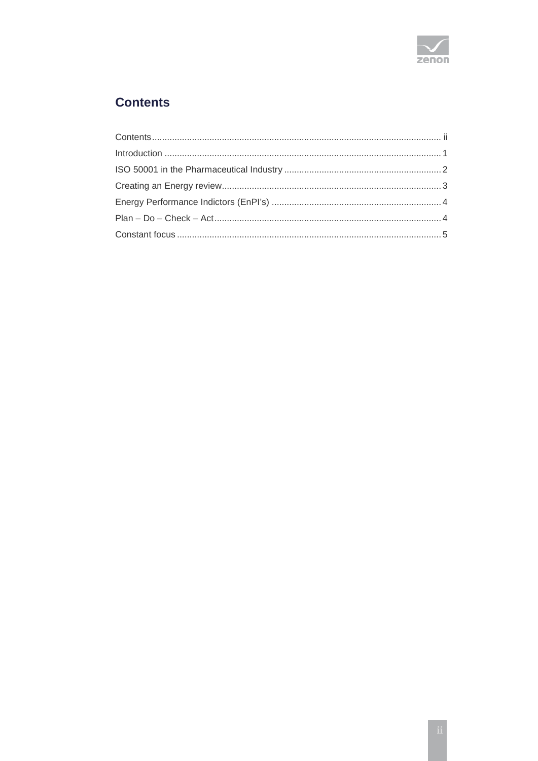# Contents

Contents ........................................................................................................... ii
Introduction ......................................................................................................... 1
ISO 50001 in the Pharmaceutical Industry ........................................................... 2
Creating an Energy review.................................................................................... 3
Energy Performance Indictors (EnPI's) ................................................................. 4
Plan – Do – Check – Act........................................................................................ 4
Constant focus ..................................................................................................... 5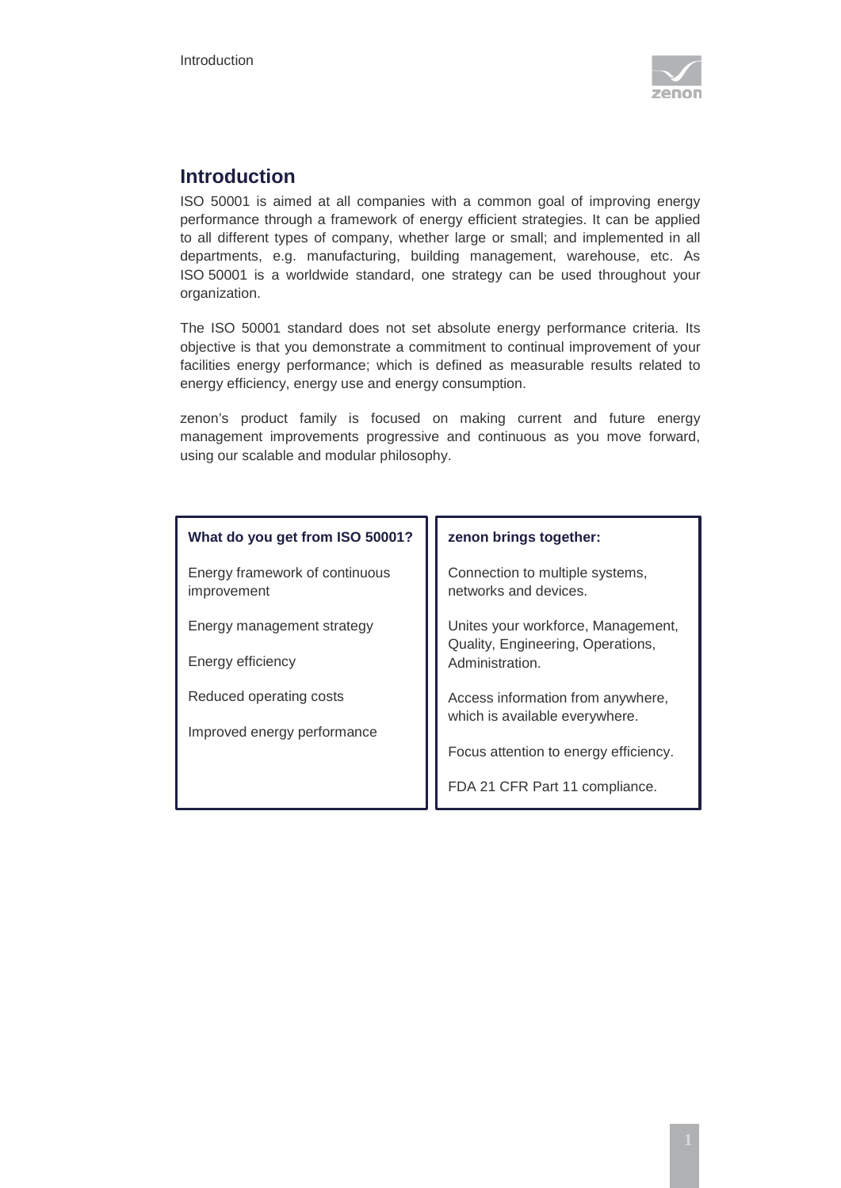## Introduction

ISO 50001 is aimed at all companies with a common goal of improving energy performance through a framework of energy efficient strategies. It can be applied to all different types of company, whether large or small; and implemented in all departments, e.g. manufacturing, building management, warehouse, etc. As ISO 50001 is a worldwide standard, one strategy can be used throughout your organization.

The ISO 50001 standard does not set absolute energy performance criteria. Its objective is that you demonstrate a commitment to continual improvement of your facilities energy performance; which is defined as measurable results related to energy efficiency, energy use and energy consumption.

zenon's product family is focused on making current and future energy management improvements progressive and continuous as you move forward, using our scalable and modular philosophy.

**What do you get from ISO 50001?**

Energy framework of continuous improvement

Energy management strategy

Energy efficiency

Reduced operating costs

Improved energy performance

**zenon brings together:**

Connection to multiple systems, networks and devices.

Unites your workforce, Management, Quality, Engineering, Operations, Administration.

Access information from anywhere, which is available everywhere.

Focus attention to energy efficiency.

FDA 21 CFR Part 11 compliance.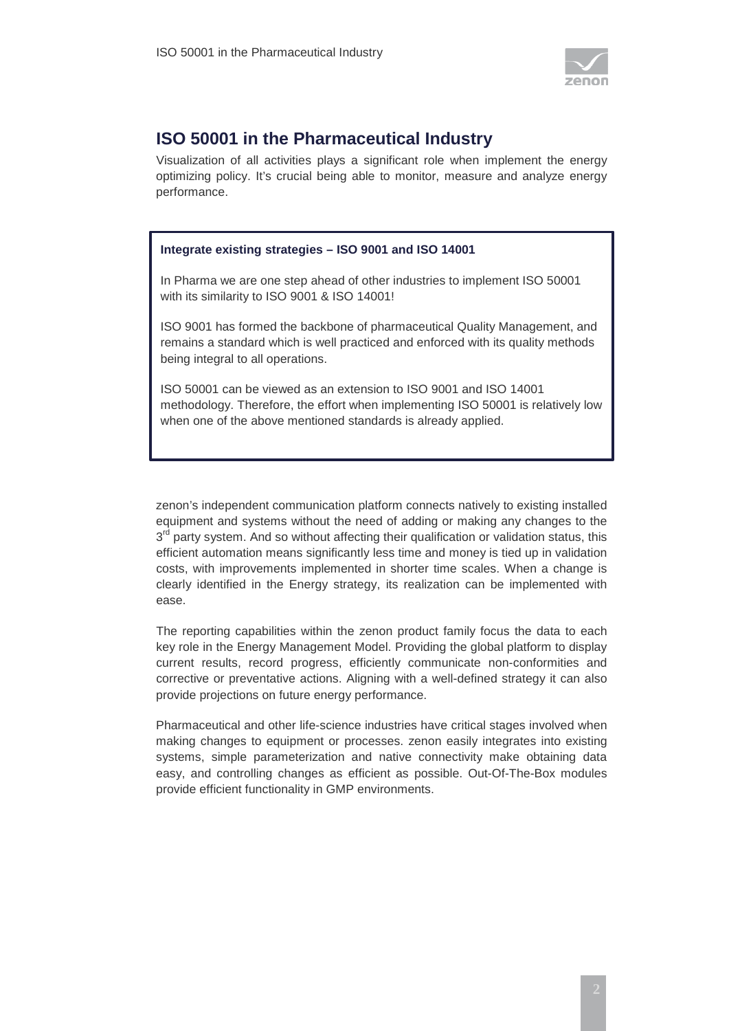## ISO 50001 in the Pharmaceutical Industry

Visualization of all activities plays a significant role when implement the energy optimizing policy. It's crucial being able to monitor, measure and analyze energy performance.

**Integrate existing strategies – ISO 9001 and ISO 14001**

In Pharma we are one step ahead of other industries to implement ISO 50001 with its similarity to ISO 9001 & ISO 14001!

ISO 9001 has formed the backbone of pharmaceutical Quality Management, and remains a standard which is well practiced and enforced with its quality methods being integral to all operations.

ISO 50001 can be viewed as an extension to ISO 9001 and ISO 14001 methodology. Therefore, the effort when implementing ISO 50001 is relatively low when one of the above mentioned standards is already applied.

zenon's independent communication platform connects natively to existing installed equipment and systems without the need of adding or making any changes to the 3rd party system. And so without affecting their qualification or validation status, this efficient automation means significantly less time and money is tied up in validation costs, with improvements implemented in shorter time scales. When a change is clearly identified in the Energy strategy, its realization can be implemented with ease.

The reporting capabilities within the zenon product family focus the data to each key role in the Energy Management Model. Providing the global platform to display current results, record progress, efficiently communicate non-conformities and corrective or preventative actions. Aligning with a well-defined strategy it can also provide projections on future energy performance.

Pharmaceutical and other life-science industries have critical stages involved when making changes to equipment or processes. zenon easily integrates into existing systems, simple parameterization and native connectivity make obtaining data easy, and controlling changes as efficient as possible. Out-Of-The-Box modules provide efficient functionality in GMP environments.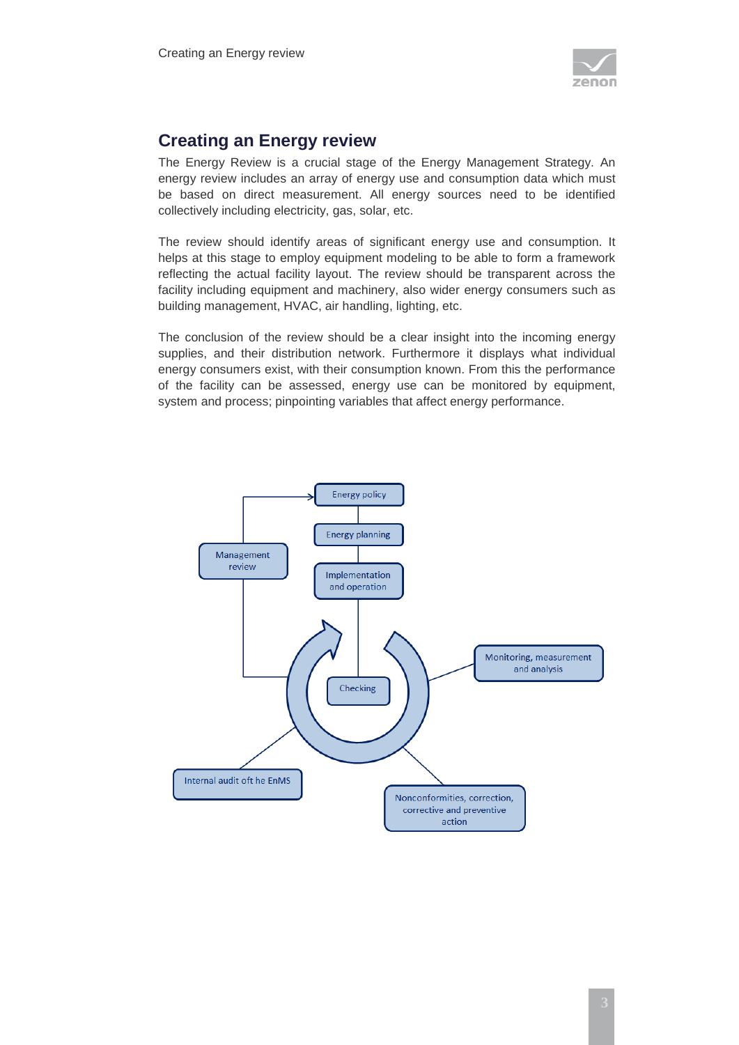## Creating an Energy review

The Energy Review is a crucial stage of the Energy Management Strategy. An energy review includes an array of energy use and consumption data which must be based on direct measurement. All energy sources need to be identified collectively including electricity, gas, solar, etc.

The review should identify areas of significant energy use and consumption. It helps at this stage to employ equipment modeling to be able to form a framework reflecting the actual facility layout. The review should be transparent across the facility including equipment and machinery, also wider energy consumers such as building management, HVAC, air handling, lighting, etc.

The conclusion of the review should be a clear insight into the incoming energy supplies, and their distribution network. Furthermore it displays what individual energy consumers exist, with their consumption known. From this the performance of the facility can be assessed, energy use can be monitored by equipment, system and process; pinpointing variables that affect energy performance.

Energy policy

Energy planning

Implementation and operation

Management review

Checking

Monitoring, measurement and analysis

Internal audit oft he EnMS

Nonconformities, correction, corrective and preventive action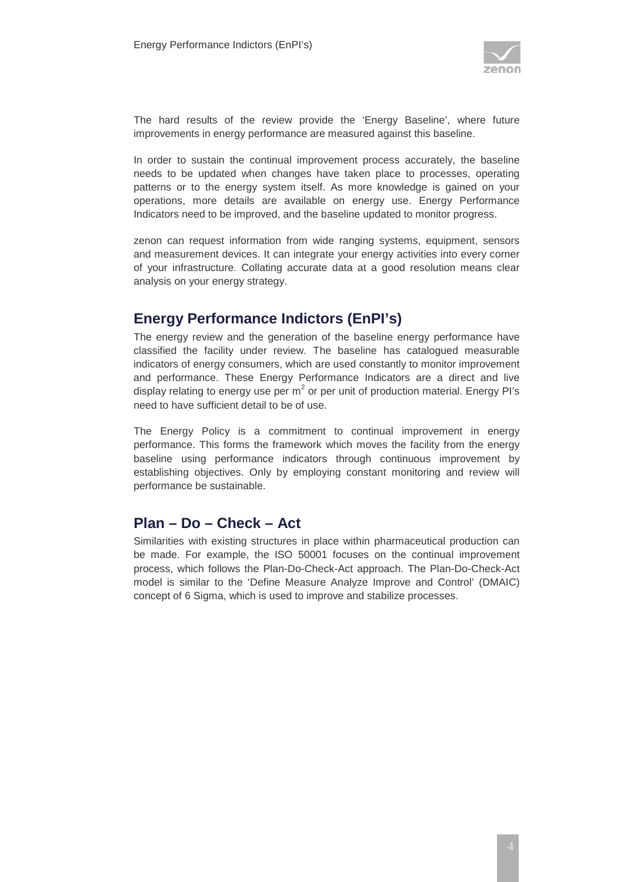The hard results of the review provide the 'Energy Baseline', where future improvements in energy performance are measured against this baseline.

In order to sustain the continual improvement process accurately, the baseline needs to be updated when changes have taken place to processes, operating patterns or to the energy system itself. As more knowledge is gained on your operations, more details are available on energy use. Energy Performance Indicators need to be improved, and the baseline updated to monitor progress.

zenon can request information from wide ranging systems, equipment, sensors and measurement devices. It can integrate your energy activities into every corner of your infrastructure. Collating accurate data at a good resolution means clear analysis on your energy strategy.

## Energy Performance Indictors (EnPI's)

The energy review and the generation of the baseline energy performance have classified the facility under review. The baseline has catalogued measurable indicators of energy consumers, which are used constantly to monitor improvement and performance. These Energy Performance Indicators are a direct and live display relating to energy use per $m^2$ or per unit of production material. Energy PI's need to have sufficient detail to be of use.

The Energy Policy is a commitment to continual improvement in energy performance. This forms the framework which moves the facility from the energy baseline using performance indicators through continuous improvement by establishing objectives. Only by employing constant monitoring and review will performance be sustainable.

## Plan – Do – Check – Act

Similarities with existing structures in place within pharmaceutical production can be made. For example, the ISO 50001 focuses on the continual improvement process, which follows the Plan-Do-Check-Act approach. The Plan-Do-Check-Act model is similar to the 'Define Measure Analyze Improve and Control' (DMAIC) concept of 6 Sigma, which is used to improve and stabilize processes.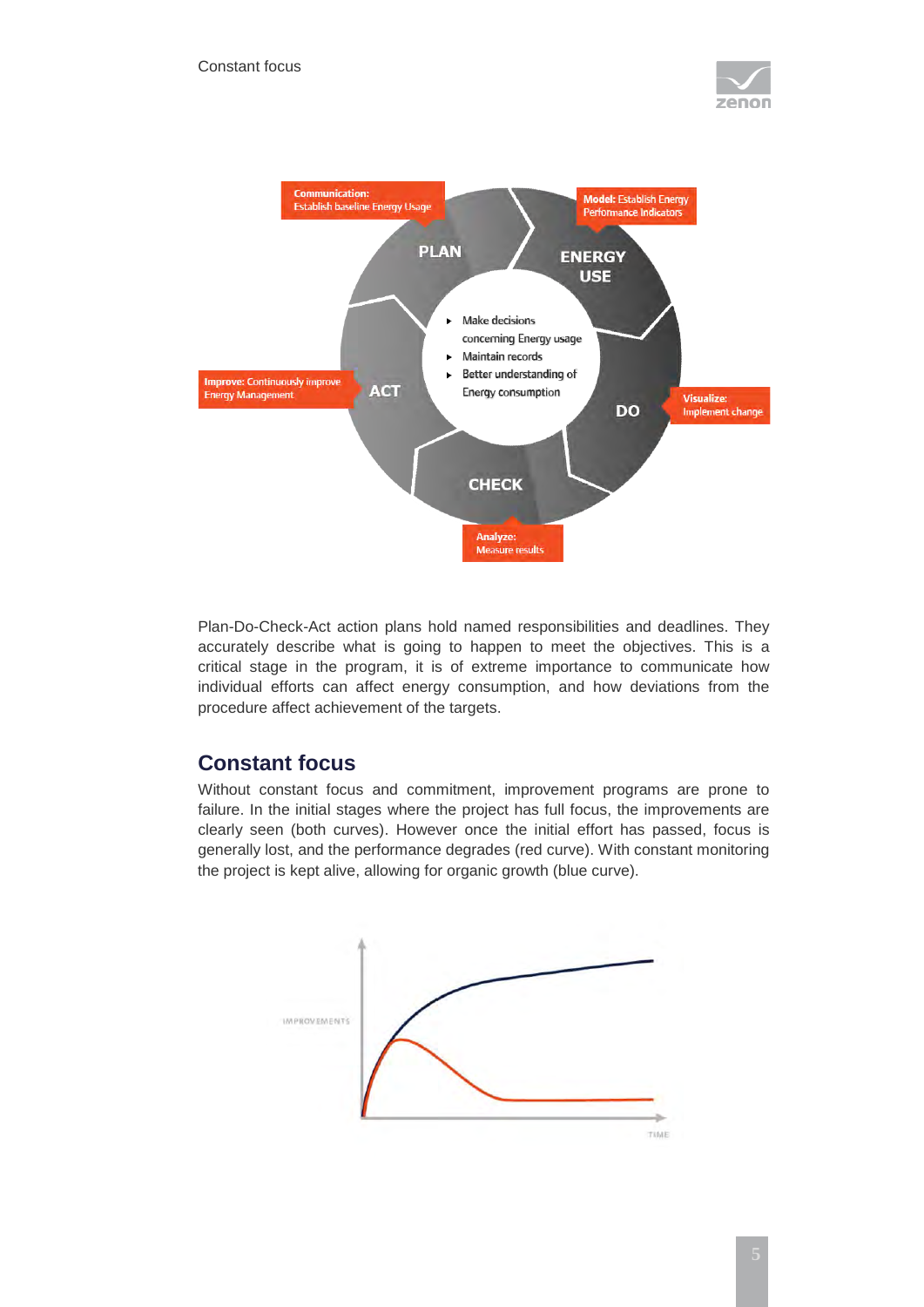Plan-Do-Check-Act action plans hold named responsibilities and deadlines. They accurately describe what is going to happen to meet the objectives. This is a critical stage in the program, it is of extreme importance to communicate how individual efforts can affect energy consumption, and how deviations from the procedure affect achievement of the targets.

## Constant focus

Without constant focus and commitment, improvement programs are prone to failure. In the initial stages where the project has full focus, the improvements are clearly seen (both curves). However once the initial effort has passed, focus is generally lost, and the performance degrades (red curve). With constant monitoring the project is kept alive, allowing for organic growth (blue curve).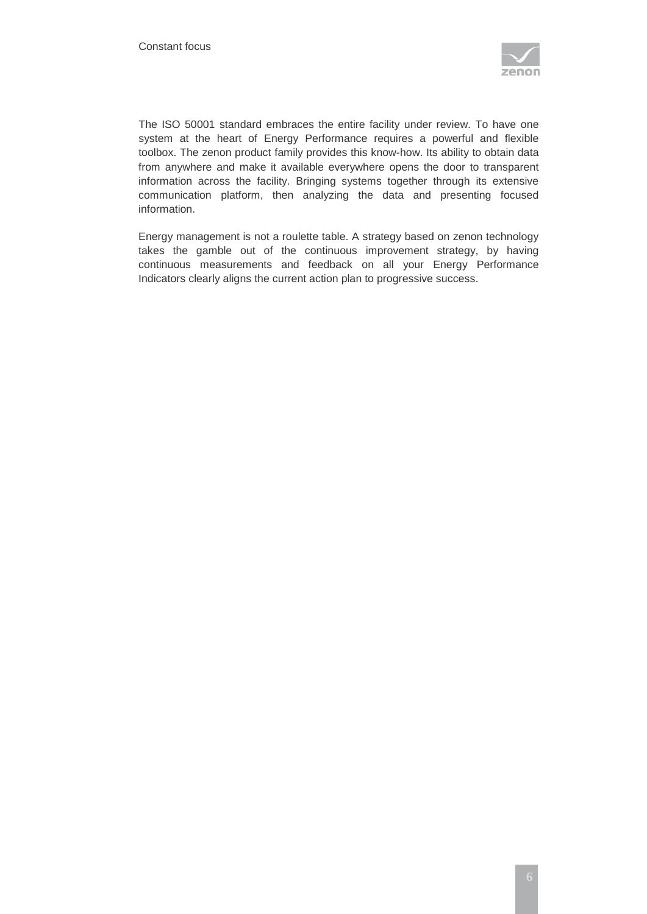The ISO 50001 standard embraces the entire facility under review. To have one system at the heart of Energy Performance requires a powerful and flexible toolbox. The zenon product family provides this know-how. Its ability to obtain data from anywhere and make it available everywhere opens the door to transparent information across the facility. Bringing systems together through its extensive communication platform, then analyzing the data and presenting focused information.

Energy management is not a roulette table. A strategy based on zenon technology takes the gamble out of the continuous improvement strategy, by having continuous measurements and feedback on all your Energy Performance Indicators clearly aligns the current action plan to progressive success.